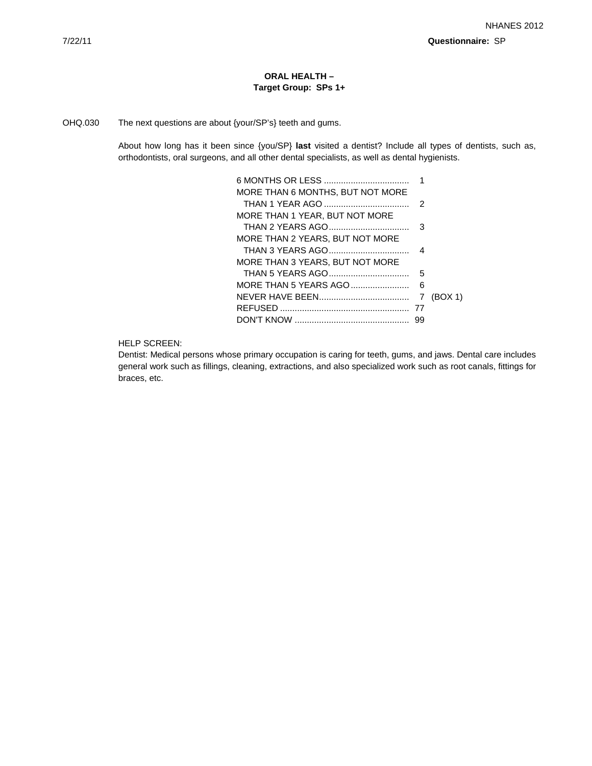## ORAL HEALTH –
## Target Group: SPs 1+

OHQ.030 The next questions are about {your/SP's} teeth and gums.

About how long has it been since {you/SP} **last** visited a dentist? Include all types of dentists, such as, orthodontists, oral surgeons, and all other dental specialists, as well as dental hygienists.

| Response | Code | |
|---|---|---|
| 6 MONTHS OR LESS | 1 | |
| MORE THAN 6 MONTHS, BUT NOT MORE THAN 1 YEAR AGO | 2 | |
| MORE THAN 1 YEAR, BUT NOT MORE THAN 2 YEARS AGO | 3 | |
| MORE THAN 2 YEARS, BUT NOT MORE THAN 3 YEARS AGO | 4 | |
| MORE THAN 3 YEARS, BUT NOT MORE THAN 5 YEARS AGO | 5 | |
| MORE THAN 5 YEARS AGO | 6 | |
| NEVER HAVE BEEN | 7 | (BOX 1) |
| REFUSED | 77 | |
| DON'T KNOW | 99 | |

HELP SCREEN:
Dentist: Medical persons whose primary occupation is caring for teeth, gums, and jaws. Dental care includes general work such as fillings, cleaning, extractions, and also specialized work such as root canals, fittings for braces, etc.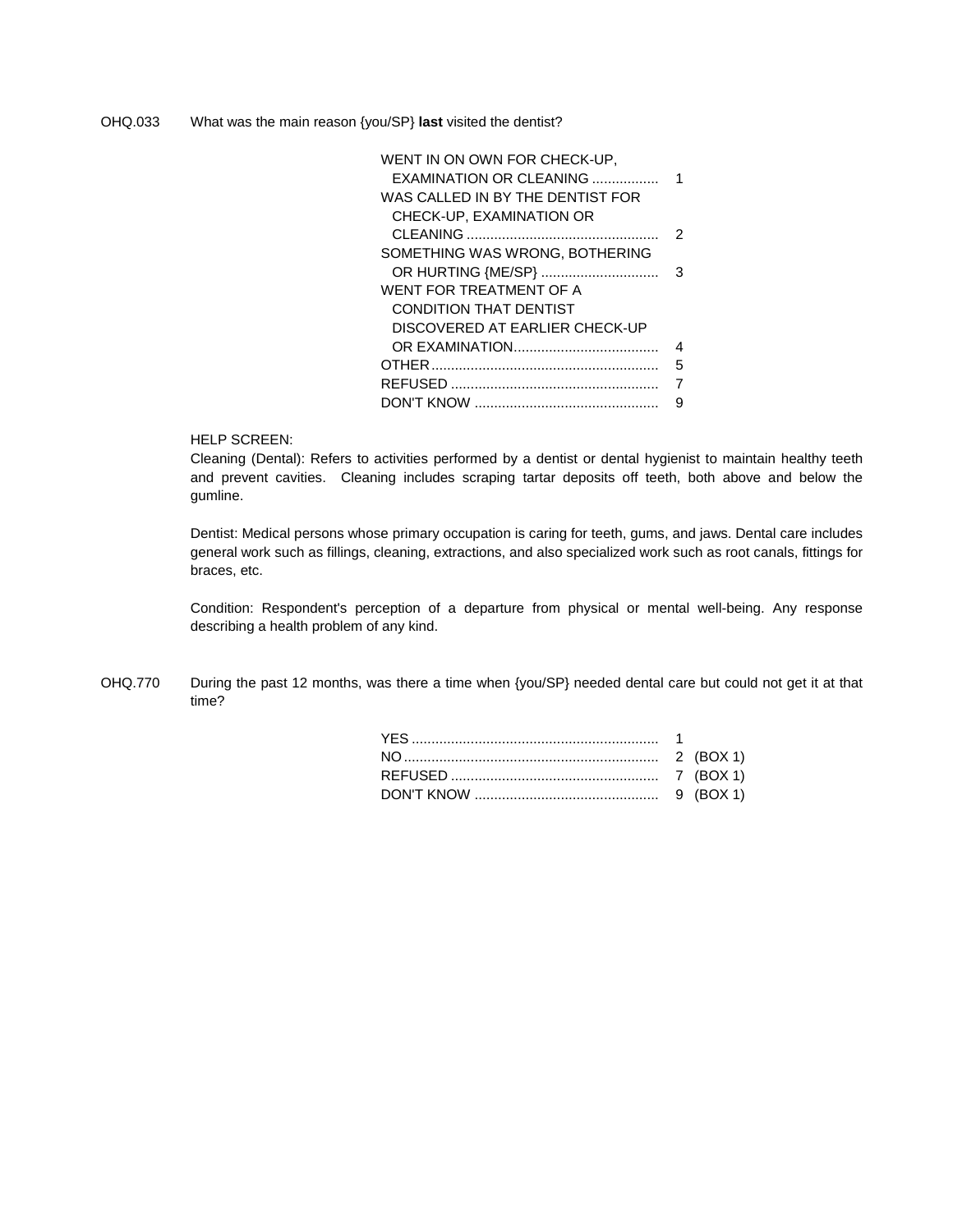OHQ.033 What was the main reason {you/SP} **last** visited the dentist?

| | |
|---|---|
| WENT IN ON OWN FOR CHECK-UP, EXAMINATION OR CLEANING | 1 |
| WAS CALLED IN BY THE DENTIST FOR CHECK-UP, EXAMINATION OR CLEANING | 2 |
| SOMETHING WAS WRONG, BOTHERING OR HURTING {ME/SP} | 3 |
| WENT FOR TREATMENT OF A CONDITION THAT DENTIST DISCOVERED AT EARLIER CHECK-UP OR EXAMINATION | 4 |
| OTHER | 5 |
| REFUSED | 7 |
| DON'T KNOW | 9 |

HELP SCREEN:

Cleaning (Dental): Refers to activities performed by a dentist or dental hygienist to maintain healthy teeth and prevent cavities. Cleaning includes scraping tartar deposits off teeth, both above and below the gumline.

Dentist: Medical persons whose primary occupation is caring for teeth, gums, and jaws. Dental care includes general work such as fillings, cleaning, extractions, and also specialized work such as root canals, fittings for braces, etc.

Condition: Respondent's perception of a departure from physical or mental well-being. Any response describing a health problem of any kind.

OHQ.770 During the past 12 months, was there a time when {you/SP} needed dental care but could not get it at that time?

| | | |
|---|---|---|
| YES | 1 | |
| NO | 2 | (BOX 1) |
| REFUSED | 7 | (BOX 1) |
| DON'T KNOW | 9 | (BOX 1) |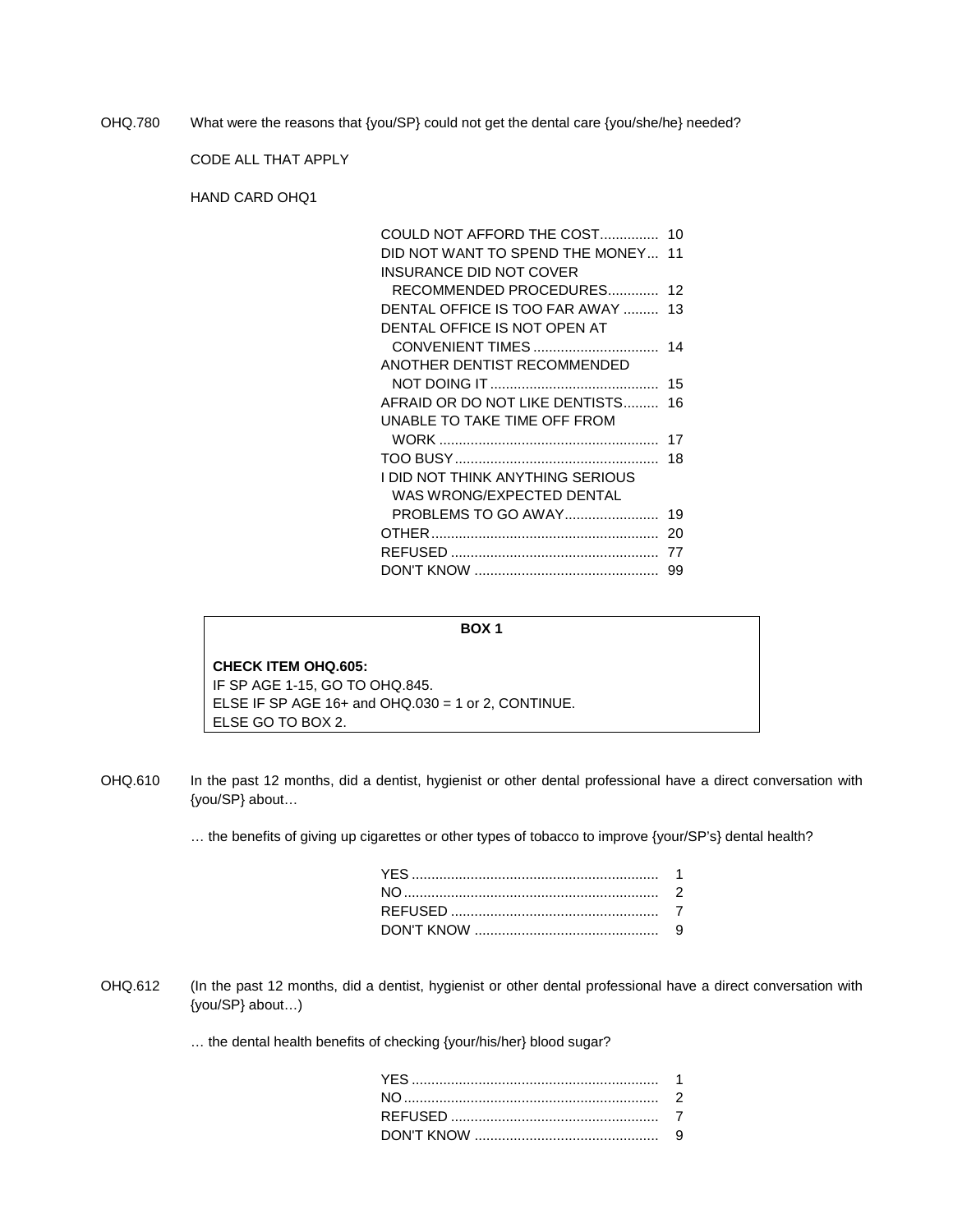OHQ.780 What were the reasons that {you/SP} could not get the dental care {you/she/he} needed?

CODE ALL THAT APPLY

HAND CARD OHQ1

| | |
|---|---|
| COULD NOT AFFORD THE COST | 10 |
| DID NOT WANT TO SPEND THE MONEY | 11 |
| INSURANCE DID NOT COVER RECOMMENDED PROCEDURES | 12 |
| DENTAL OFFICE IS TOO FAR AWAY | 13 |
| DENTAL OFFICE IS NOT OPEN AT CONVENIENT TIMES | 14 |
| ANOTHER DENTIST RECOMMENDED NOT DOING IT | 15 |
| AFRAID OR DO NOT LIKE DENTISTS | 16 |
| UNABLE TO TAKE TIME OFF FROM WORK | 17 |
| TOO BUSY | 18 |
| I DID NOT THINK ANYTHING SERIOUS WAS WRONG/EXPECTED DENTAL PROBLEMS TO GO AWAY | 19 |
| OTHER | 20 |
| REFUSED | 77 |
| DON'T KNOW | 99 |

**BOX 1**

**CHECK ITEM OHQ.605:**
IF SP AGE 1-15, GO TO OHQ.845.
ELSE IF SP AGE 16+ and OHQ.030 = 1 or 2, CONTINUE.
ELSE GO TO BOX 2.

OHQ.610 In the past 12 months, did a dentist, hygienist or other dental professional have a direct conversation with {you/SP} about…

… the benefits of giving up cigarettes or other types of tobacco to improve {your/SP's} dental health?

| | |
|---|---|
| YES | 1 |
| NO | 2 |
| REFUSED | 7 |
| DON'T KNOW | 9 |

OHQ.612 (In the past 12 months, did a dentist, hygienist or other dental professional have a direct conversation with {you/SP} about…)

… the dental health benefits of checking {your/his/her} blood sugar?

| | |
|---|---|
| YES | 1 |
| NO | 2 |
| REFUSED | 7 |
| DON'T KNOW | 9 |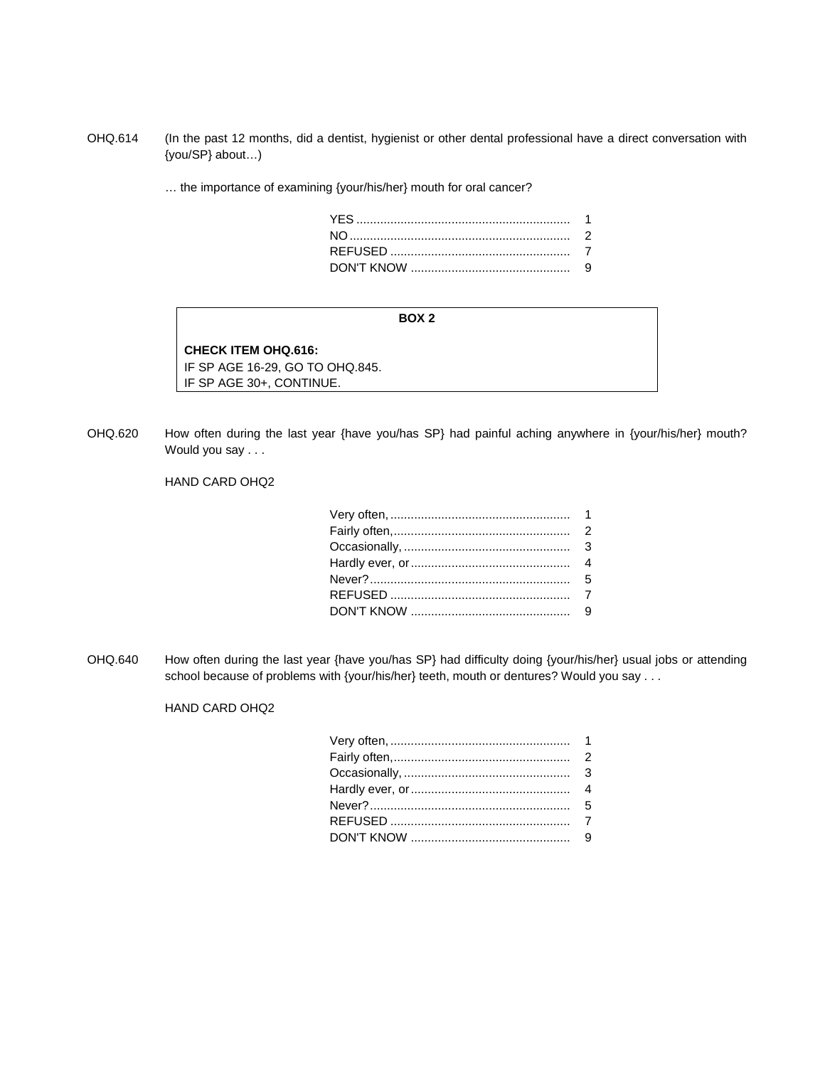OHQ.614 (In the past 12 months, did a dentist, hygienist or other dental professional have a direct conversation with {you/SP} about…)

… the importance of examining {your/his/her} mouth for oral cancer?

| | |
|---|---|
| YES | 1 |
| NO | 2 |
| REFUSED | 7 |
| DON'T KNOW | 9 |

**BOX 2**

**CHECK ITEM OHQ.616:**
IF SP AGE 16-29, GO TO OHQ.845.
IF SP AGE 30+, CONTINUE.

OHQ.620 How often during the last year {have you/has SP} had painful aching anywhere in {your/his/her} mouth? Would you say . . .

HAND CARD OHQ2

| | |
|---|---|
| Very often, | 1 |
| Fairly often, | 2 |
| Occasionally, | 3 |
| Hardly ever, or | 4 |
| Never? | 5 |
| REFUSED | 7 |
| DON'T KNOW | 9 |

OHQ.640 How often during the last year {have you/has SP} had difficulty doing {your/his/her} usual jobs or attending school because of problems with {your/his/her} teeth, mouth or dentures? Would you say . . .

HAND CARD OHQ2

| | |
|---|---|
| Very often, | 1 |
| Fairly often, | 2 |
| Occasionally, | 3 |
| Hardly ever, or | 4 |
| Never? | 5 |
| REFUSED | 7 |
| DON'T KNOW | 9 |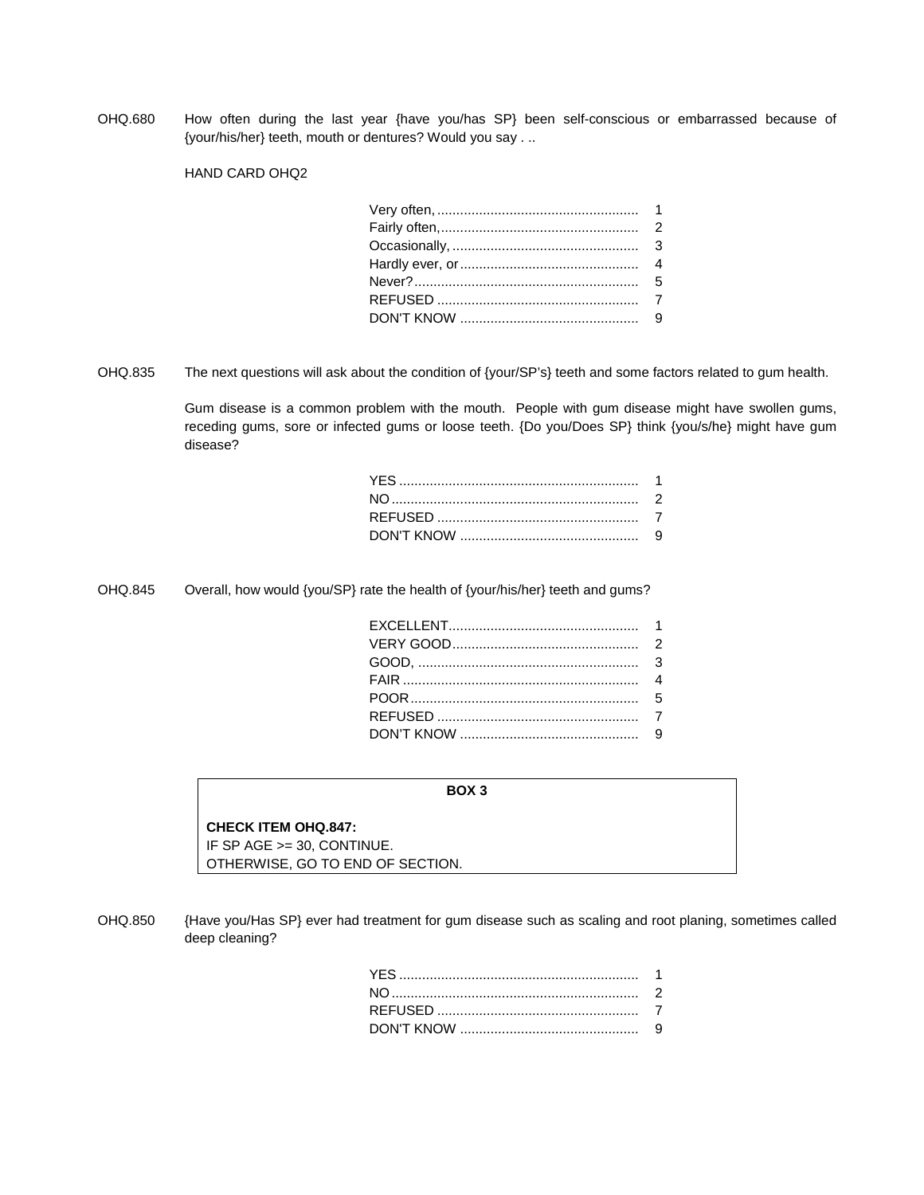OHQ.680 How often during the last year {have you/has SP} been self-conscious or embarrassed because of {your/his/her} teeth, mouth or dentures? Would you say . ..

HAND CARD OHQ2

| | |
|---|---|
| Very often, | 1 |
| Fairly often, | 2 |
| Occasionally, | 3 |
| Hardly ever, or | 4 |
| Never? | 5 |
| REFUSED | 7 |
| DON'T KNOW | 9 |

OHQ.835 The next questions will ask about the condition of {your/SP's} teeth and some factors related to gum health.

Gum disease is a common problem with the mouth. People with gum disease might have swollen gums, receding gums, sore or infected gums or loose teeth. {Do you/Does SP} think {you/s/he} might have gum disease?

| | |
|---|---|
| YES | 1 |
| NO | 2 |
| REFUSED | 7 |
| DON'T KNOW | 9 |

OHQ.845 Overall, how would {you/SP} rate the health of {your/his/her} teeth and gums?

| | |
|---|---|
| EXCELLENT | 1 |
| VERY GOOD | 2 |
| GOOD, | 3 |
| FAIR | 4 |
| POOR | 5 |
| REFUSED | 7 |
| DON'T KNOW | 9 |

**BOX 3**

**CHECK ITEM OHQ.847:**
IF SP AGE >= 30, CONTINUE.
OTHERWISE, GO TO END OF SECTION.

OHQ.850 {Have you/Has SP} ever had treatment for gum disease such as scaling and root planing, sometimes called deep cleaning?

| | |
|---|---|
| YES | 1 |
| NO | 2 |
| REFUSED | 7 |
| DON'T KNOW | 9 |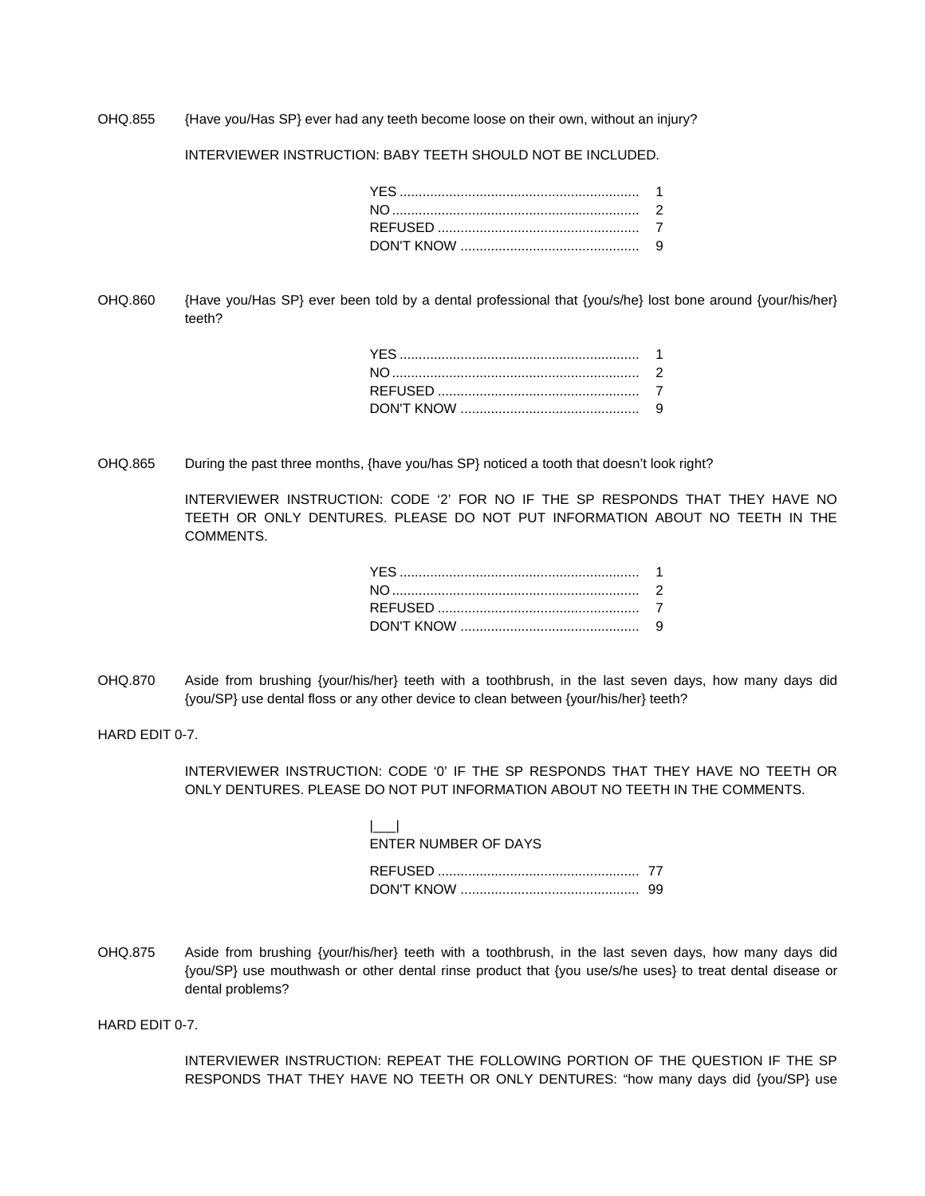OHQ.855 {Have you/Has SP} ever had any teeth become loose on their own, without an injury?

INTERVIEWER INSTRUCTION: BABY TEETH SHOULD NOT BE INCLUDED.

| | |
|---|---|
| YES | 1 |
| NO | 2 |
| REFUSED | 7 |
| DON'T KNOW | 9 |

OHQ.860 {Have you/Has SP} ever been told by a dental professional that {you/s/he} lost bone around {your/his/her} teeth?

| | |
|---|---|
| YES | 1 |
| NO | 2 |
| REFUSED | 7 |
| DON'T KNOW | 9 |

OHQ.865 During the past three months, {have you/has SP} noticed a tooth that doesn't look right?

INTERVIEWER INSTRUCTION: CODE '2' FOR NO IF THE SP RESPONDS THAT THEY HAVE NO TEETH OR ONLY DENTURES. PLEASE DO NOT PUT INFORMATION ABOUT NO TEETH IN THE COMMENTS.

| | |
|---|---|
| YES | 1 |
| NO | 2 |
| REFUSED | 7 |
| DON'T KNOW | 9 |

OHQ.870 Aside from brushing {your/his/her} teeth with a toothbrush, in the last seven days, how many days did {you/SP} use dental floss or any other device to clean between {your/his/her} teeth?

HARD EDIT 0-7.

INTERVIEWER INSTRUCTION: CODE '0' IF THE SP RESPONDS THAT THEY HAVE NO TEETH OR ONLY DENTURES. PLEASE DO NOT PUT INFORMATION ABOUT NO TEETH IN THE COMMENTS.

|___|
ENTER NUMBER OF DAYS

| | |
|---|---|
| REFUSED | 77 |
| DON'T KNOW | 99 |

OHQ.875 Aside from brushing {your/his/her} teeth with a toothbrush, in the last seven days, how many days did {you/SP} use mouthwash or other dental rinse product that {you use/s/he uses} to treat dental disease or dental problems?

HARD EDIT 0-7.

INTERVIEWER INSTRUCTION: REPEAT THE FOLLOWING PORTION OF THE QUESTION IF THE SP RESPONDS THAT THEY HAVE NO TEETH OR ONLY DENTURES: "how many days did {you/SP} use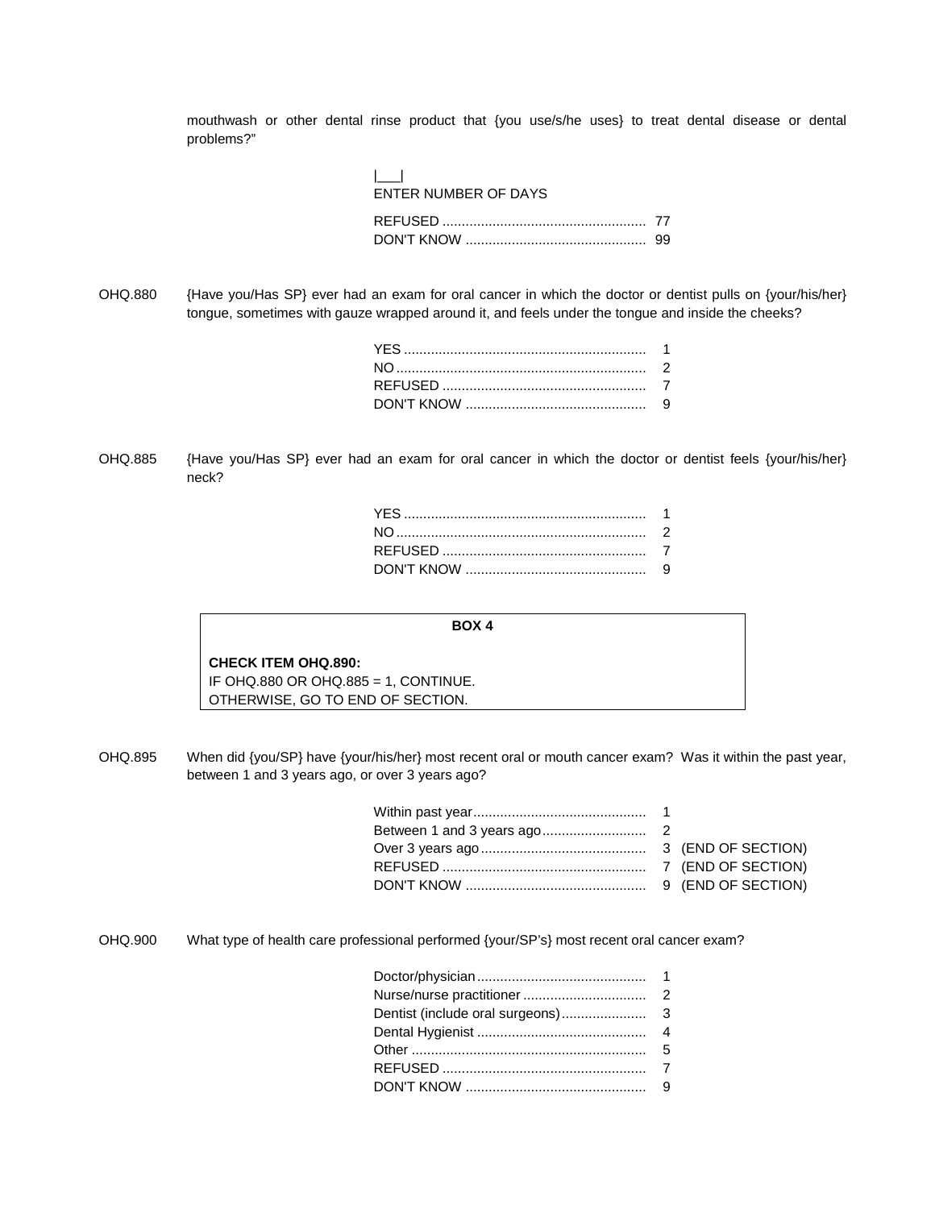mouthwash or other dental rinse product that {you use/s/he uses} to treat dental disease or dental problems?"

|___|
ENTER NUMBER OF DAYS

REFUSED .................................................... 77
DON'T KNOW .............................................. 99

OHQ.880 {Have you/Has SP} ever had an exam for oral cancer in which the doctor or dentist pulls on {your/his/her} tongue, sometimes with gauze wrapped around it, and feels under the tongue and inside the cheeks?

YES .............................................................. 1
NO ................................................................ 2
REFUSED .................................................... 7
DON'T KNOW .............................................. 9

OHQ.885 {Have you/Has SP} ever had an exam for oral cancer in which the doctor or dentist feels {your/his/her} neck?

YES .............................................................. 1
NO ................................................................ 2
REFUSED .................................................... 7
DON'T KNOW .............................................. 9

**BOX 4**

**CHECK ITEM OHQ.890:**
IF OHQ.880 OR OHQ.885 = 1, CONTINUE.
OTHERWISE, GO TO END OF SECTION.

OHQ.895 When did {you/SP} have {your/his/her} most recent oral or mouth cancer exam? Was it within the past year, between 1 and 3 years ago, or over 3 years ago?

Within past year ............................................ 1
Between 1 and 3 years ago .......................... 2
Over 3 years ago .......................................... 3 (END OF SECTION)
REFUSED .................................................... 7 (END OF SECTION)
DON'T KNOW .............................................. 9 (END OF SECTION)

OHQ.900 What type of health care professional performed {your/SP's} most recent oral cancer exam?

Doctor/physician ............................................ 1
Nurse/nurse practitioner ................................ 2
Dentist (include oral surgeons) ...................... 3
Dental Hygienist ............................................ 4
Other ............................................................ 5
REFUSED .................................................... 7
DON'T KNOW .............................................. 9